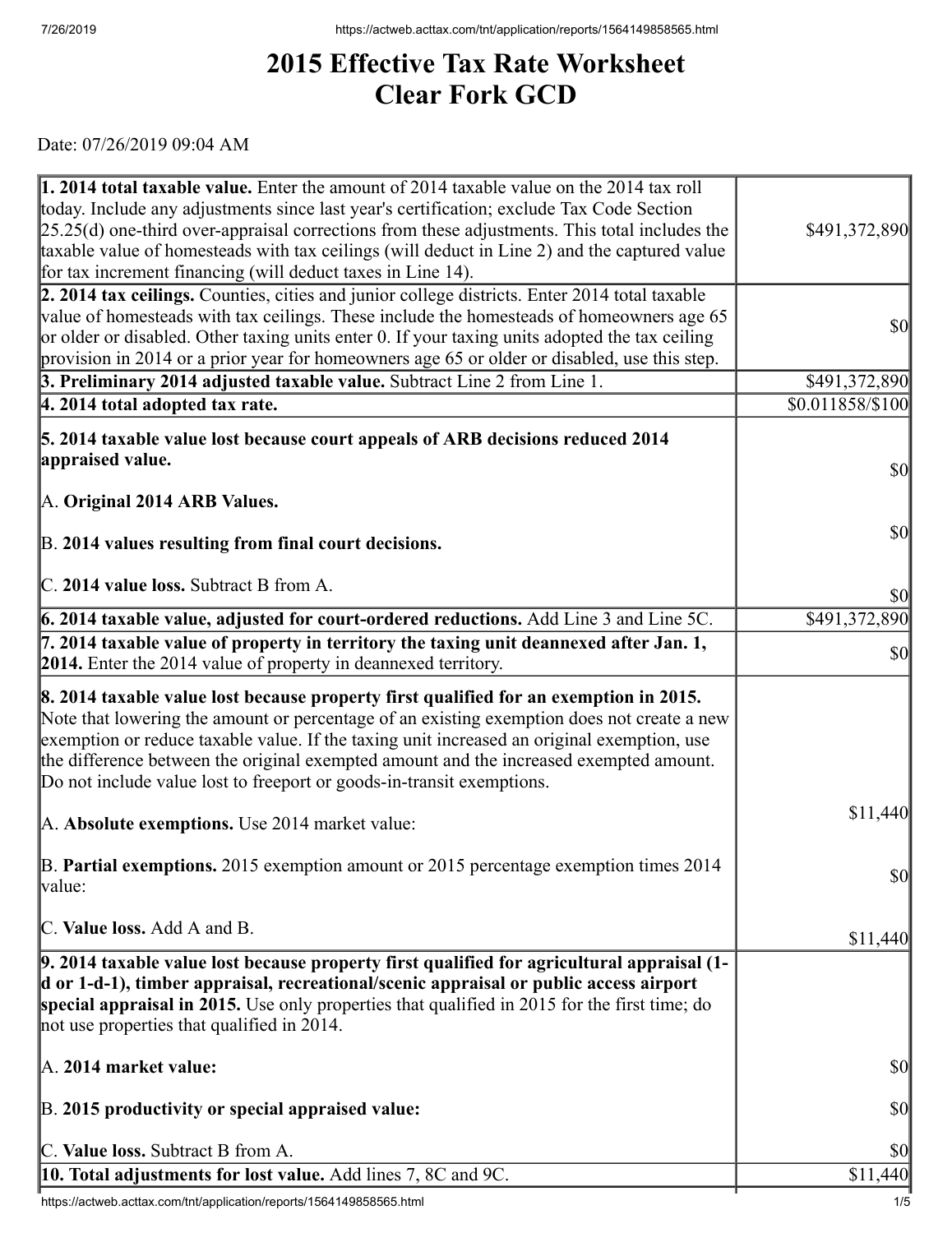# 2015 Effective Tax Rate Worksheet
# Clear Fork GCD

Date: 07/26/2019 09:04 AM

| | |
|---|---|
| **1. 2014 total taxable value.** Enter the amount of 2014 taxable value on the 2014 tax roll today. Include any adjustments since last year's certification; exclude Tax Code Section 25.25(d) one-third over-appraisal corrections from these adjustments. This total includes the taxable value of homesteads with tax ceilings (will deduct in Line 2) and the captured value for tax increment financing (will deduct taxes in Line 14). | $491,372,890 |
| **2. 2014 tax ceilings.** Counties, cities and junior college districts. Enter 2014 total taxable value of homesteads with tax ceilings. These include the homesteads of homeowners age 65 or older or disabled. Other taxing units enter 0. If your taxing units adopted the tax ceiling provision in 2014 or a prior year for homeowners age 65 or older or disabled, use this step. | $0 |
| **3. Preliminary 2014 adjusted taxable value.** Subtract Line 2 from Line 1. | $491,372,890 |
| **4. 2014 total adopted tax rate.** | $0.011858/$100 |
| **5. 2014 taxable value lost because court appeals of ARB decisions reduced 2014 appraised value.**<br><br>A. **Original 2014 ARB Values.**<br><br>B. **2014 values resulting from final court decisions.**<br><br>C. **2014 value loss.** Subtract B from A. | $0<br><br>$0<br><br>$0 |
| **6. 2014 taxable value, adjusted for court-ordered reductions.** Add Line 3 and Line 5C. | $491,372,890 |
| **7. 2014 taxable value of property in territory the taxing unit deannexed after Jan. 1, 2014.** Enter the 2014 value of property in deannexed territory. | $0 |
| **8. 2014 taxable value lost because property first qualified for an exemption in 2015.** Note that lowering the amount or percentage of an existing exemption does not create a new exemption or reduce taxable value. If the taxing unit increased an original exemption, use the difference between the original exempted amount and the increased exempted amount. Do not include value lost to freeport or goods-in-transit exemptions.<br><br>A. **Absolute exemptions.** Use 2014 market value:<br><br>B. **Partial exemptions.** 2015 exemption amount or 2015 percentage exemption times 2014 value:<br><br>C. **Value loss.** Add A and B. | $11,440<br><br>$0<br><br>$11,440 |
| **9. 2014 taxable value lost because property first qualified for agricultural appraisal (1-d or 1-d-1), timber appraisal, recreational/scenic appraisal or public access airport special appraisal in 2015.** Use only properties that qualified in 2015 for the first time; do not use properties that qualified in 2014.<br><br>A. **2014 market value:**<br><br>B. **2015 productivity or special appraised value:**<br><br>C. **Value loss.** Subtract B from A. | $0<br><br>$0<br><br>$0 |
| **10. Total adjustments for lost value.** Add lines 7, 8C and 9C. | $11,440 |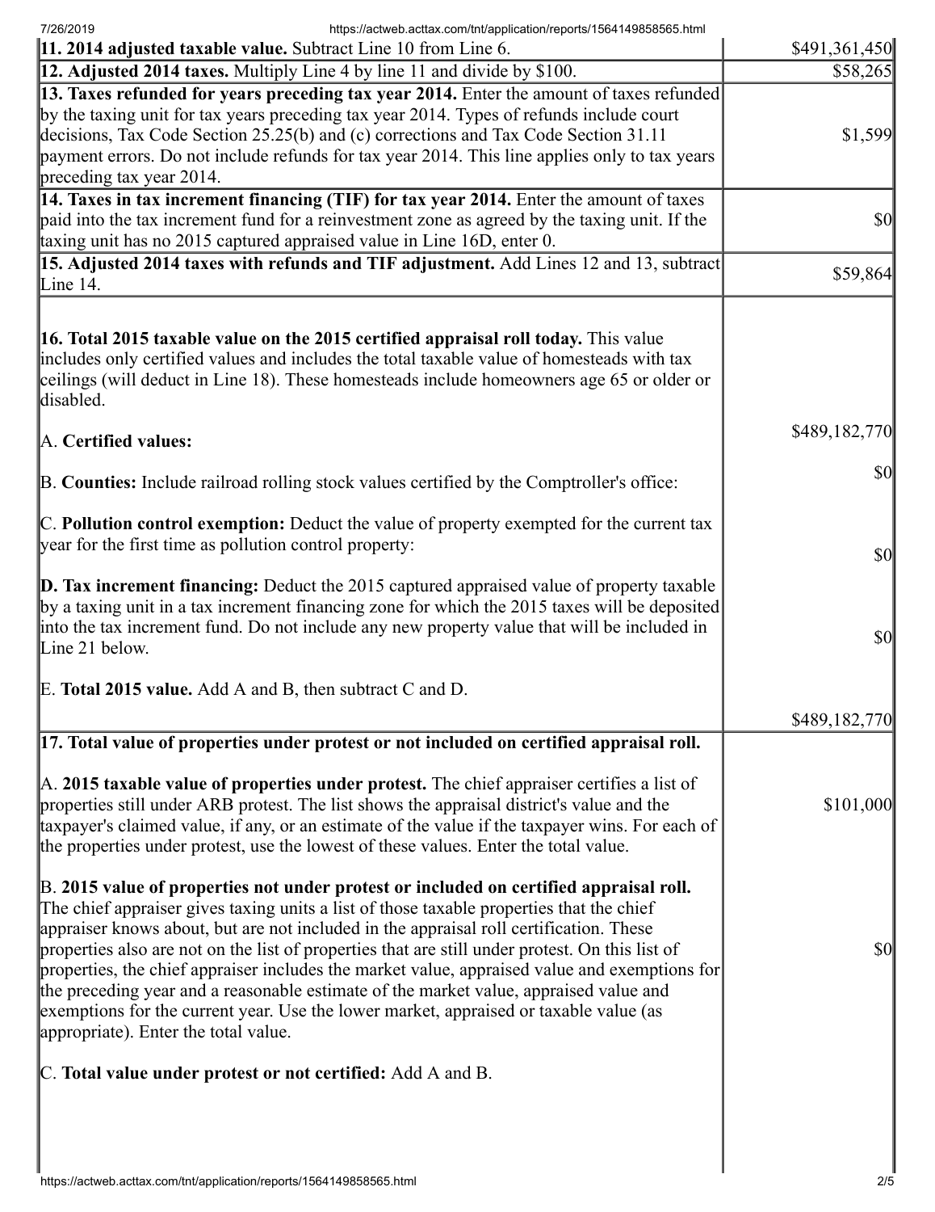| | |
|---|---|
| **11. 2014 adjusted taxable value.** Subtract Line 10 from Line 6. | $491,361,450 |
| **12. Adjusted 2014 taxes.** Multiply Line 4 by line 11 and divide by $100. | $58,265 |
| **13. Taxes refunded for years preceding tax year 2014.** Enter the amount of taxes refunded by the taxing unit for tax years preceding tax year 2014. Types of refunds include court decisions, Tax Code Section 25.25(b) and (c) corrections and Tax Code Section 31.11 payment errors. Do not include refunds for tax year 2014. This line applies only to tax years preceding tax year 2014. | $1,599 |
| **14. Taxes in tax increment financing (TIF) for tax year 2014.** Enter the amount of taxes paid into the tax increment fund for a reinvestment zone as agreed by the taxing unit. If the taxing unit has no 2015 captured appraised value in Line 16D, enter 0. | $0 |
| **15. Adjusted 2014 taxes with refunds and TIF adjustment.** Add Lines 12 and 13, subtract Line 14. | $59,864 |
| **16. Total 2015 taxable value on the 2015 certified appraisal roll today.** This value includes only certified values and includes the total taxable value of homesteads with tax ceilings (will deduct in Line 18). These homesteads include homeowners age 65 or older or disabled. | |
| A. **Certified values:** | $489,182,770 |
| B. **Counties:** Include railroad rolling stock values certified by the Comptroller's office: | $0 |
| C. **Pollution control exemption:** Deduct the value of property exempted for the current tax year for the first time as pollution control property: | $0 |
| **D. Tax increment financing:** Deduct the 2015 captured appraised value of property taxable by a taxing unit in a tax increment financing zone for which the 2015 taxes will be deposited into the tax increment fund. Do not include any new property value that will be included in Line 21 below. | $0 |
| E. **Total 2015 value.** Add A and B, then subtract C and D. | $489,182,770 |
| **17. Total value of properties under protest or not included on certified appraisal roll.** | |
| A. **2015 taxable value of properties under protest.** The chief appraiser certifies a list of properties still under ARB protest. The list shows the appraisal district's value and the taxpayer's claimed value, if any, or an estimate of the value if the taxpayer wins. For each of the properties under protest, use the lowest of these values. Enter the total value. | $101,000 |
| B. **2015 value of properties not under protest or included on certified appraisal roll.** The chief appraiser gives taxing units a list of those taxable properties that the chief appraiser knows about, but are not included in the appraisal roll certification. These properties also are not on the list of properties that are still under protest. On this list of properties, the chief appraiser includes the market value, appraised value and exemptions for the preceding year and a reasonable estimate of the market value, appraised value and exemptions for the current year. Use the lower market, appraised or taxable value (as appropriate). Enter the total value. | $0 |
| C. **Total value under protest or not certified:** Add A and B. | |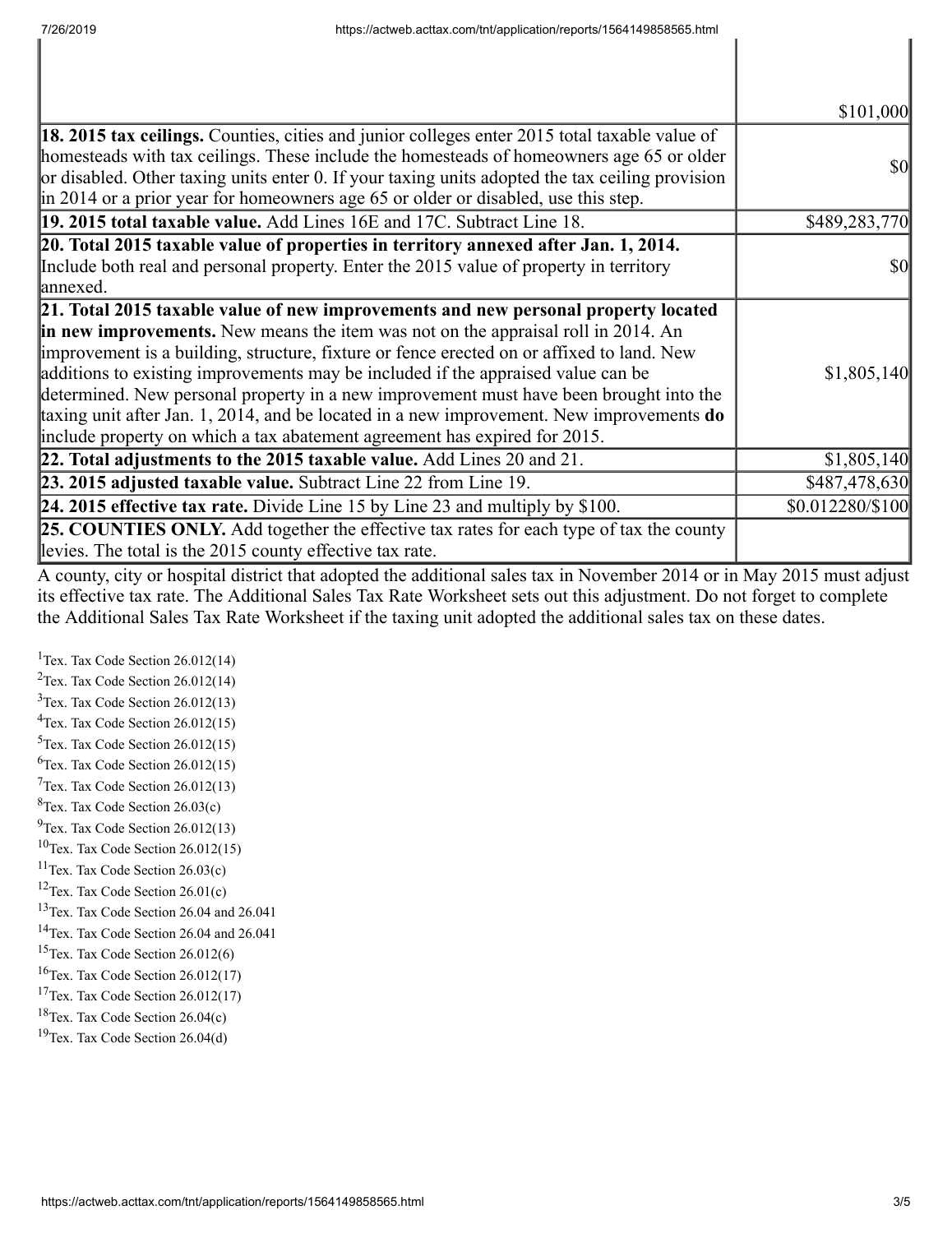| | |
|---|---|
| | $101,000 |
| **18. 2015 tax ceilings.** Counties, cities and junior colleges enter 2015 total taxable value of homesteads with tax ceilings. These include the homesteads of homeowners age 65 or older or disabled. Other taxing units enter 0. If your taxing units adopted the tax ceiling provision in 2014 or a prior year for homeowners age 65 or older or disabled, use this step. | $0 |
| **19. 2015 total taxable value.** Add Lines 16E and 17C. Subtract Line 18. | $489,283,770 |
| **20. Total 2015 taxable value of properties in territory annexed after Jan. 1, 2014.** Include both real and personal property. Enter the 2015 value of property in territory annexed. | $0 |
| **21. Total 2015 taxable value of new improvements and new personal property located in new improvements.** New means the item was not on the appraisal roll in 2014. An improvement is a building, structure, fixture or fence erected on or affixed to land. New additions to existing improvements may be included if the appraised value can be determined. New personal property in a new improvement must have been brought into the taxing unit after Jan. 1, 2014, and be located in a new improvement. New improvements **do** include property on which a tax abatement agreement has expired for 2015. | $1,805,140 |
| **22. Total adjustments to the 2015 taxable value.** Add Lines 20 and 21. | $1,805,140 |
| **23. 2015 adjusted taxable value.** Subtract Line 22 from Line 19. | $487,478,630 |
| **24. 2015 effective tax rate.** Divide Line 15 by Line 23 and multiply by $100. | $0.012280/$100 |
| **25. COUNTIES ONLY.** Add together the effective tax rates for each type of tax the county levies. The total is the 2015 county effective tax rate. | |

A county, city or hospital district that adopted the additional sales tax in November 2014 or in May 2015 must adjust its effective tax rate. The Additional Sales Tax Rate Worksheet sets out this adjustment. Do not forget to complete the Additional Sales Tax Rate Worksheet if the taxing unit adopted the additional sales tax on these dates.

[1] Tex. Tax Code Section 26.012(14)
[2] Tex. Tax Code Section 26.012(14)
[3] Tex. Tax Code Section 26.012(13)
[4] Tex. Tax Code Section 26.012(15)
[5] Tex. Tax Code Section 26.012(15)
[6] Tex. Tax Code Section 26.012(15)
[7] Tex. Tax Code Section 26.012(13)
[8] Tex. Tax Code Section 26.03(c)
[9] Tex. Tax Code Section 26.012(13)
[10] Tex. Tax Code Section 26.012(15)
[11] Tex. Tax Code Section 26.03(c)
[12] Tex. Tax Code Section 26.01(c)
[13] Tex. Tax Code Section 26.04 and 26.041
[14] Tex. Tax Code Section 26.04 and 26.041
[15] Tex. Tax Code Section 26.012(6)
[16] Tex. Tax Code Section 26.012(17)
[17] Tex. Tax Code Section 26.012(17)
[18] Tex. Tax Code Section 26.04(c)
[19] Tex. Tax Code Section 26.04(d)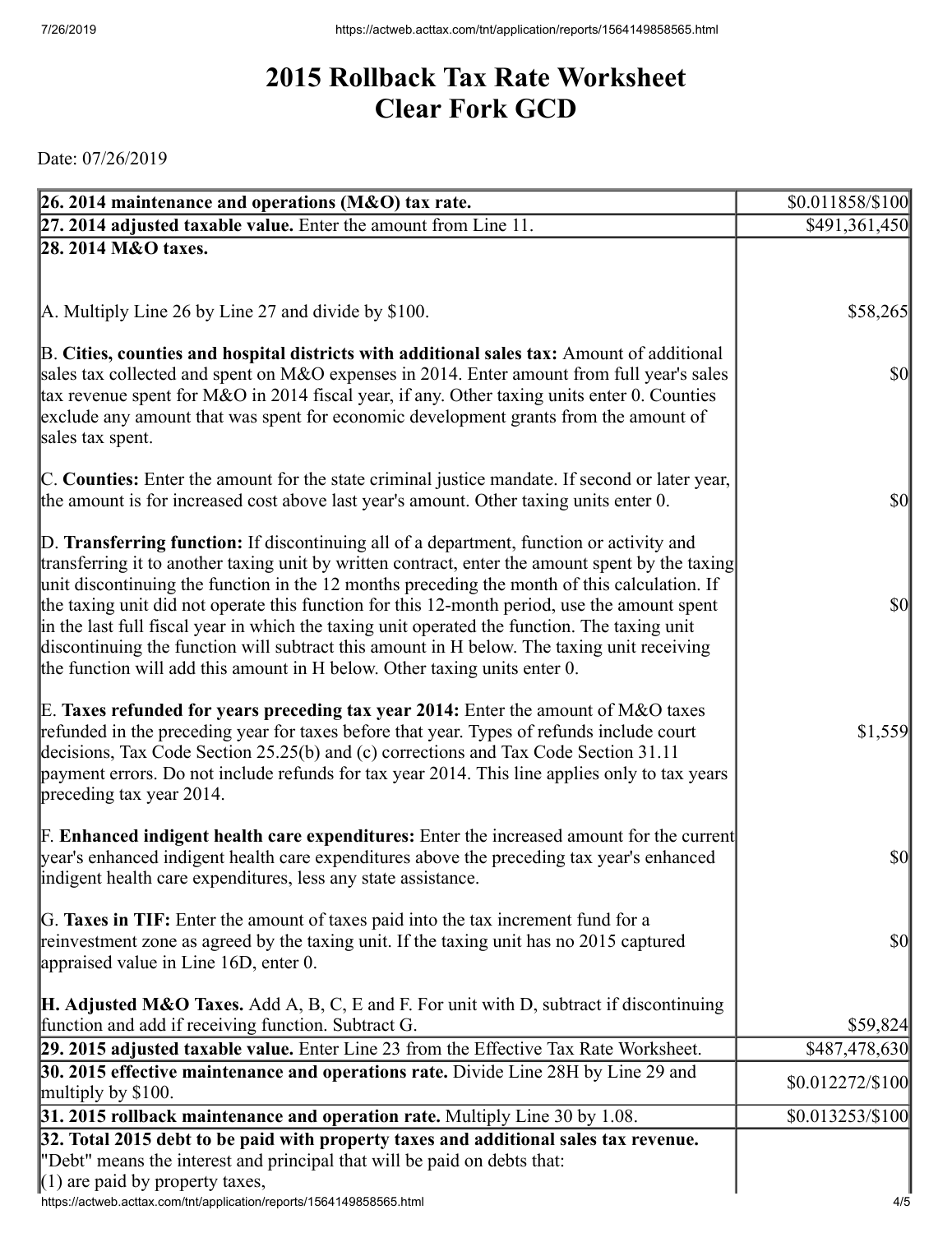# 2015 Rollback Tax Rate Worksheet
# Clear Fork GCD

Date: 07/26/2019

| | |
|---|---|
| **26. 2014 maintenance and operations (M&O) tax rate.** | $0.011858/$100 |
| **27. 2014 adjusted taxable value.** Enter the amount from Line 11. | $491,361,450 |
| **28. 2014 M&O taxes.** | |
| A. Multiply Line 26 by Line 27 and divide by $100. | $58,265 |
| B. **Cities, counties and hospital districts with additional sales tax:** Amount of additional sales tax collected and spent on M&O expenses in 2014. Enter amount from full year's sales tax revenue spent for M&O in 2014 fiscal year, if any. Other taxing units enter 0. Counties exclude any amount that was spent for economic development grants from the amount of sales tax spent. | $0 |
| C. **Counties:** Enter the amount for the state criminal justice mandate. If second or later year, the amount is for increased cost above last year's amount. Other taxing units enter 0. | $0 |
| D. **Transferring function:** If discontinuing all of a department, function or activity and transferring it to another taxing unit by written contract, enter the amount spent by the taxing unit discontinuing the function in the 12 months preceding the month of this calculation. If the taxing unit did not operate this function for this 12-month period, use the amount spent in the last full fiscal year in which the taxing unit operated the function. The taxing unit discontinuing the function will subtract this amount in H below. The taxing unit receiving the function will add this amount in H below. Other taxing units enter 0. | $0 |
| E. **Taxes refunded for years preceding tax year 2014:** Enter the amount of M&O taxes refunded in the preceding year for taxes before that year. Types of refunds include court decisions, Tax Code Section 25.25(b) and (c) corrections and Tax Code Section 31.11 payment errors. Do not include refunds for tax year 2014. This line applies only to tax years preceding tax year 2014. | $1,559 |
| F. **Enhanced indigent health care expenditures:** Enter the increased amount for the current year's enhanced indigent health care expenditures above the preceding tax year's enhanced indigent health care expenditures, less any state assistance. | $0 |
| G. **Taxes in TIF:** Enter the amount of taxes paid into the tax increment fund for a reinvestment zone as agreed by the taxing unit. If the taxing unit has no 2015 captured appraised value in Line 16D, enter 0. | $0 |
| **H. Adjusted M&O Taxes.** Add A, B, C, E and F. For unit with D, subtract if discontinuing function and add if receiving function. Subtract G. | $59,824 |
| **29. 2015 adjusted taxable value.** Enter Line 23 from the Effective Tax Rate Worksheet. | $487,478,630 |
| **30. 2015 effective maintenance and operations rate.** Divide Line 28H by Line 29 and multiply by $100. | $0.012272/$100 |
| **31. 2015 rollback maintenance and operation rate.** Multiply Line 30 by 1.08. | $0.013253/$100 |
| **32. Total 2015 debt to be paid with property taxes and additional sales tax revenue.** "Debt" means the interest and principal that will be paid on debts that: (1) are paid by property taxes, | |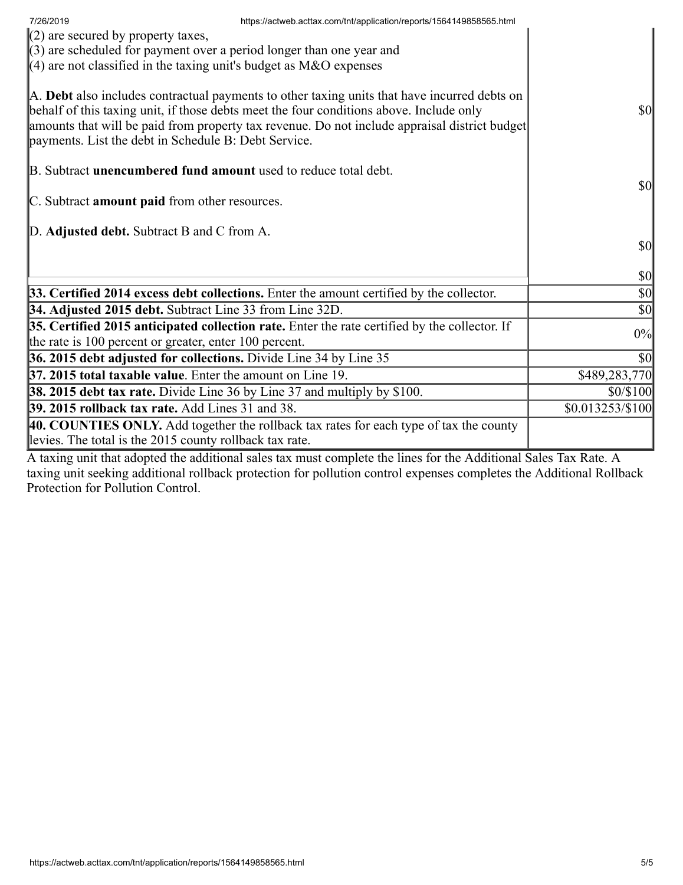| | |
|---|---|
| (2) are secured by property taxes,<br>(3) are scheduled for payment over a period longer than one year and<br>(4) are not classified in the taxing unit's budget as M&O expenses<br><br>A. **Debt** also includes contractual payments to other taxing units that have incurred debts on behalf of this taxing unit, if those debts meet the four conditions above. Include only amounts that will be paid from property tax revenue. Do not include appraisal district budget payments. List the debt in Schedule B: Debt Service.<br><br>B. Subtract **unencumbered fund amount** used to reduce total debt.<br><br>C. Subtract **amount paid** from other resources.<br><br>D. **Adjusted debt.** Subtract B and C from A. | $0<br><br>$0<br><br>$0<br><br>$0 |
| **33. Certified 2014 excess debt collections.** Enter the amount certified by the collector. | $0 |
| **34. Adjusted 2015 debt.** Subtract Line 33 from Line 32D. | $0 |
| **35. Certified 2015 anticipated collection rate.** Enter the rate certified by the collector. If the rate is 100 percent or greater, enter 100 percent. | 0% |
| **36. 2015 debt adjusted for collections.** Divide Line 34 by Line 35 | $0 |
| **37. 2015 total taxable value**. Enter the amount on Line 19. | $489,283,770 |
| **38. 2015 debt tax rate.** Divide Line 36 by Line 37 and multiply by $100. | $0/$100 |
| **39. 2015 rollback tax rate.** Add Lines 31 and 38. | $0.013253/$100 |
| **40. COUNTIES ONLY.** Add together the rollback tax rates for each type of tax the county levies. The total is the 2015 county rollback tax rate. | |

A taxing unit that adopted the additional sales tax must complete the lines for the Additional Sales Tax Rate. A taxing unit seeking additional rollback protection for pollution control expenses completes the Additional Rollback Protection for Pollution Control.